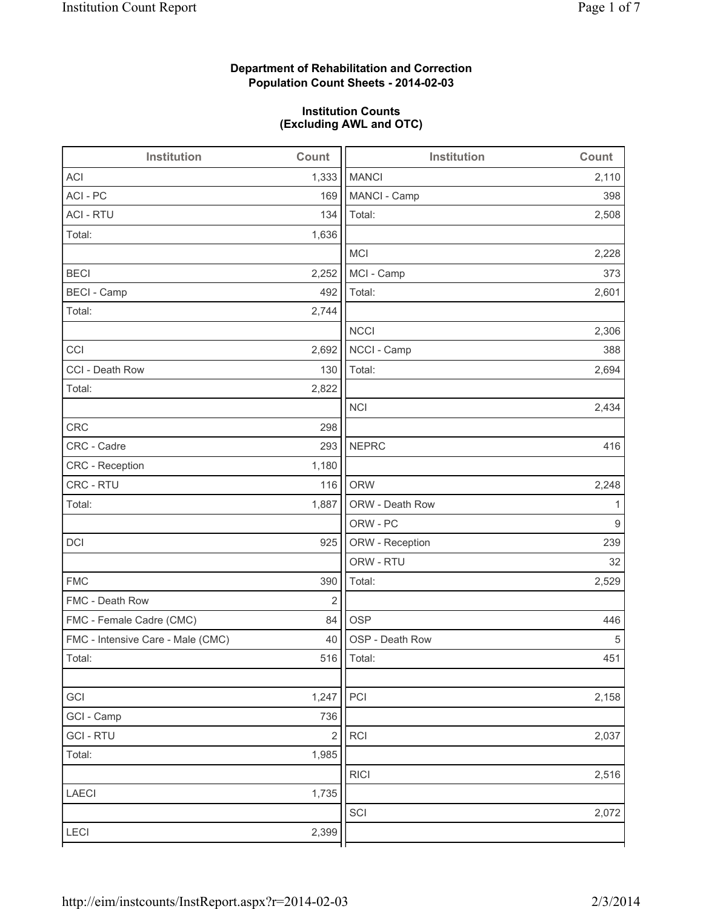**Department of Rehabilitation and Correction**
**Population Count Sheets - 2014-02-03**

**Institution Counts**
**(Excluding AWL and OTC)**

| Institution | Count | Institution | Count |
|---|---|---|---|
| ACI | 1,333 | MANCI | 2,110 |
| ACI - PC | 169 | MANCI - Camp | 398 |
| ACI - RTU | 134 | Total: | 2,508 |
| Total: | 1,636 | | |
| | | MCI | 2,228 |
| BECI | 2,252 | MCI - Camp | 373 |
| BECI - Camp | 492 | Total: | 2,601 |
| Total: | 2,744 | | |
| | | NCCI | 2,306 |
| CCI | 2,692 | NCCI - Camp | 388 |
| CCI - Death Row | 130 | Total: | 2,694 |
| Total: | 2,822 | | |
| | | NCI | 2,434 |
| CRC | 298 | | |
| CRC - Cadre | 293 | NEPRC | 416 |
| CRC - Reception | 1,180 | | |
| CRC - RTU | 116 | ORW | 2,248 |
| Total: | 1,887 | ORW - Death Row | 1 |
| | | ORW - PC | 9 |
| DCI | 925 | ORW - Reception | 239 |
| | | ORW - RTU | 32 |
| FMC | 390 | Total: | 2,529 |
| FMC - Death Row | 2 | | |
| FMC - Female Cadre (CMC) | 84 | OSP | 446 |
| FMC - Intensive Care - Male (CMC) | 40 | OSP - Death Row | 5 |
| Total: | 516 | Total: | 451 |
| | | | |
| GCI | 1,247 | PCI | 2,158 |
| GCI - Camp | 736 | | |
| GCI - RTU | 2 | RCI | 2,037 |
| Total: | 1,985 | | |
| | | RICI | 2,516 |
| LAECI | 1,735 | | |
| | | SCI | 2,072 |
| LECI | 2,399 | | |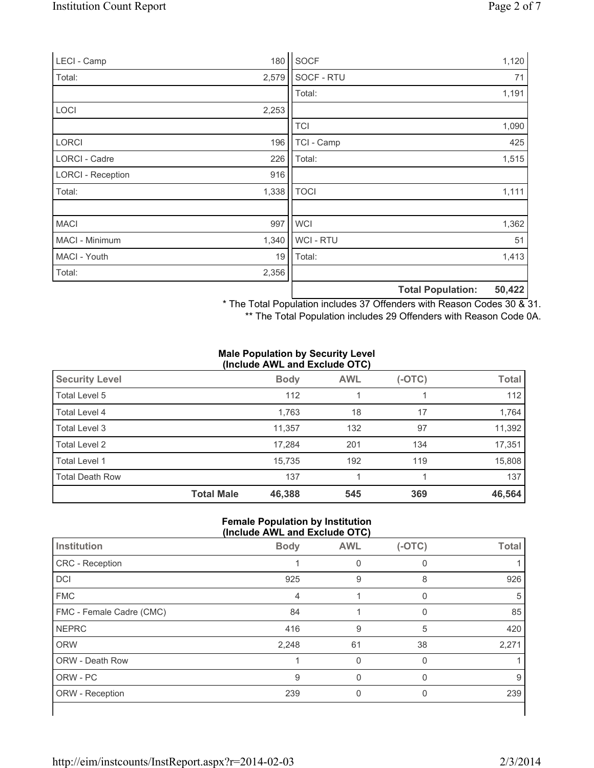| | |
|---|---|
| LECI - Camp | 180 |
| Total: | 2,579 |
| | |
| LOCI | 2,253 |
| | |
| LORCI | 196 |
| LORCI - Cadre | 226 |
| LORCI - Reception | 916 |
| Total: | 1,338 |
| | |
| MACI | 997 |
| MACI - Minimum | 1,340 |
| MACI - Youth | 19 |
| Total: | 2,356 |

| | |
|---|---|
| SOCF | 1,120 |
| SOCF - RTU | 71 |
| Total: | 1,191 |
| | |
| TCI | 1,090 |
| TCI - Camp | 425 |
| Total: | 1,515 |
| | |
| TOCI | 1,111 |
| | |
| WCI | 1,362 |
| WCI - RTU | 51 |
| Total: | 1,413 |
| | |
| **Total Population:** | **50,422** |

\* The Total Population includes 37 Offenders with Reason Codes 30 & 31.

\*\* The Total Population includes 29 Offenders with Reason Code 0A.

**Male Population by Security Level (Include AWL and Exclude OTC)**

| Security Level | Body | AWL | (-OTC) | Total |
|---|---|---|---|---|
| Total Level 5 | 112 | 1 | 1 | 112 |
| Total Level 4 | 1,763 | 18 | 17 | 1,764 |
| Total Level 3 | 11,357 | 132 | 97 | 11,392 |
| Total Level 2 | 17,284 | 201 | 134 | 17,351 |
| Total Level 1 | 15,735 | 192 | 119 | 15,808 |
| Total Death Row | 137 | 1 | 1 | 137 |
| **Total Male** | **46,388** | **545** | **369** | **46,564** |

**Female Population by Institution (Include AWL and Exclude OTC)**

| Institution | Body | AWL | (-OTC) | Total |
|---|---|---|---|---|
| CRC - Reception | 1 | 0 | 0 | 1 |
| DCI | 925 | 9 | 8 | 926 |
| FMC | 4 | 1 | 0 | 5 |
| FMC - Female Cadre (CMC) | 84 | 1 | 0 | 85 |
| NEPRC | 416 | 9 | 5 | 420 |
| ORW | 2,248 | 61 | 38 | 2,271 |
| ORW - Death Row | 1 | 0 | 0 | 1 |
| ORW - PC | 9 | 0 | 0 | 9 |
| ORW - Reception | 239 | 0 | 0 | 239 |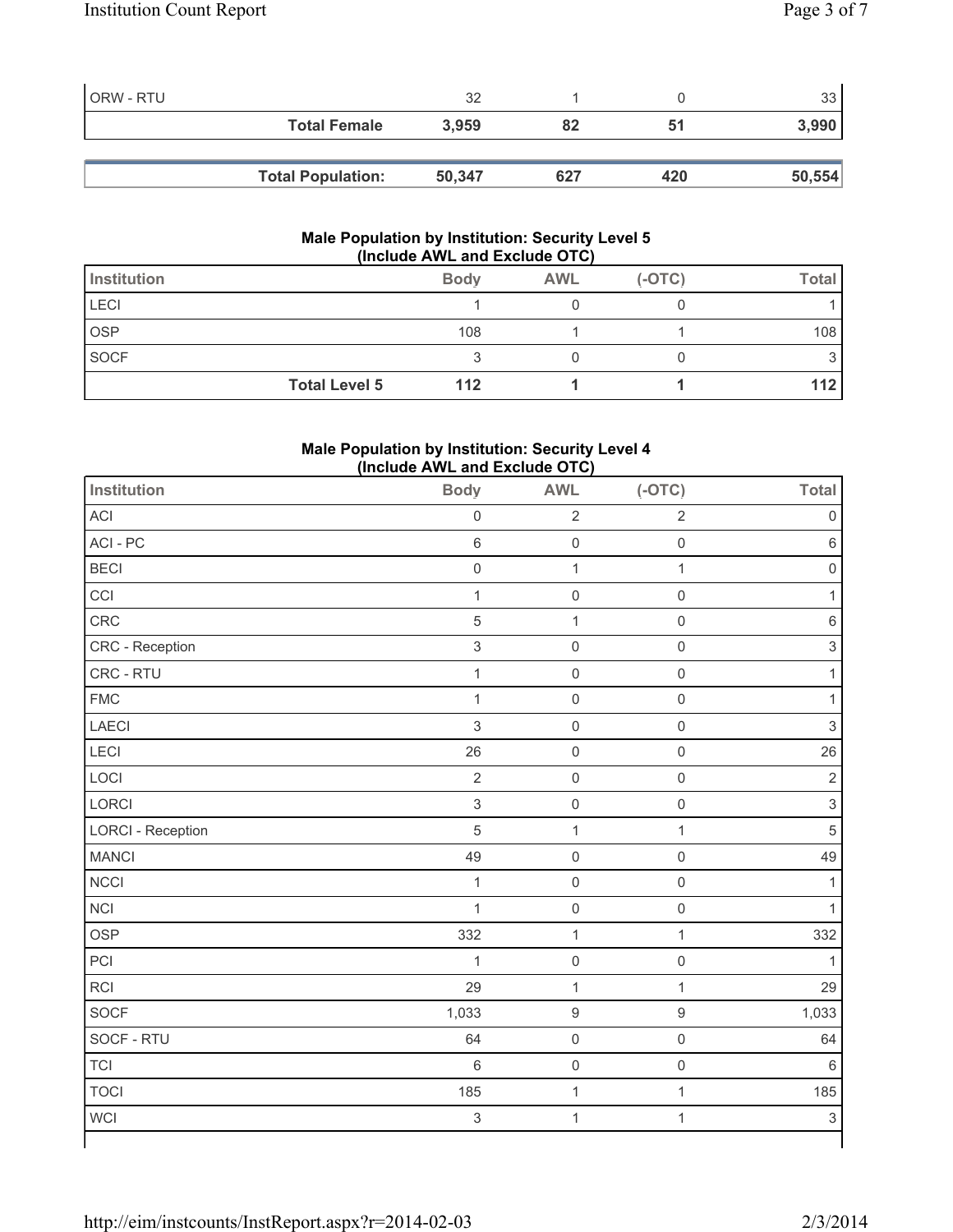| | | | | |
|---|---|---|---|---|
| ORW - RTU | 32 | 1 | 0 | 33 |
| **Total Female** | **3,959** | **82** | **51** | **3,990** |

| | | | | |
|---|---|---|---|---|
| **Total Population:** | **50,347** | **627** | **420** | **50,554** |

### Male Population by Institution: Security Level 5 (Include AWL and Exclude OTC)

| Institution | Body | AWL | (-OTC) | Total |
|---|---|---|---|---|
| LECI | 1 | 0 | 0 | 1 |
| OSP | 108 | 1 | 1 | 108 |
| SOCF | 3 | 0 | 0 | 3 |
| **Total Level 5** | **112** | **1** | **1** | **112** |

### Male Population by Institution: Security Level 4 (Include AWL and Exclude OTC)

| Institution | Body | AWL | (-OTC) | Total |
|---|---|---|---|---|
| ACI | 0 | 2 | 2 | 0 |
| ACI - PC | 6 | 0 | 0 | 6 |
| BECI | 0 | 1 | 1 | 0 |
| CCI | 1 | 0 | 0 | 1 |
| CRC | 5 | 1 | 0 | 6 |
| CRC - Reception | 3 | 0 | 0 | 3 |
| CRC - RTU | 1 | 0 | 0 | 1 |
| FMC | 1 | 0 | 0 | 1 |
| LAECI | 3 | 0 | 0 | 3 |
| LECI | 26 | 0 | 0 | 26 |
| LOCI | 2 | 0 | 0 | 2 |
| LORCI | 3 | 0 | 0 | 3 |
| LORCI - Reception | 5 | 1 | 1 | 5 |
| MANCI | 49 | 0 | 0 | 49 |
| NCCI | 1 | 0 | 0 | 1 |
| NCI | 1 | 0 | 0 | 1 |
| OSP | 332 | 1 | 1 | 332 |
| PCI | 1 | 0 | 0 | 1 |
| RCI | 29 | 1 | 1 | 29 |
| SOCF | 1,033 | 9 | 9 | 1,033 |
| SOCF - RTU | 64 | 0 | 0 | 64 |
| TCI | 6 | 0 | 0 | 6 |
| TOCI | 185 | 1 | 1 | 185 |
| WCI | 3 | 1 | 1 | 3 |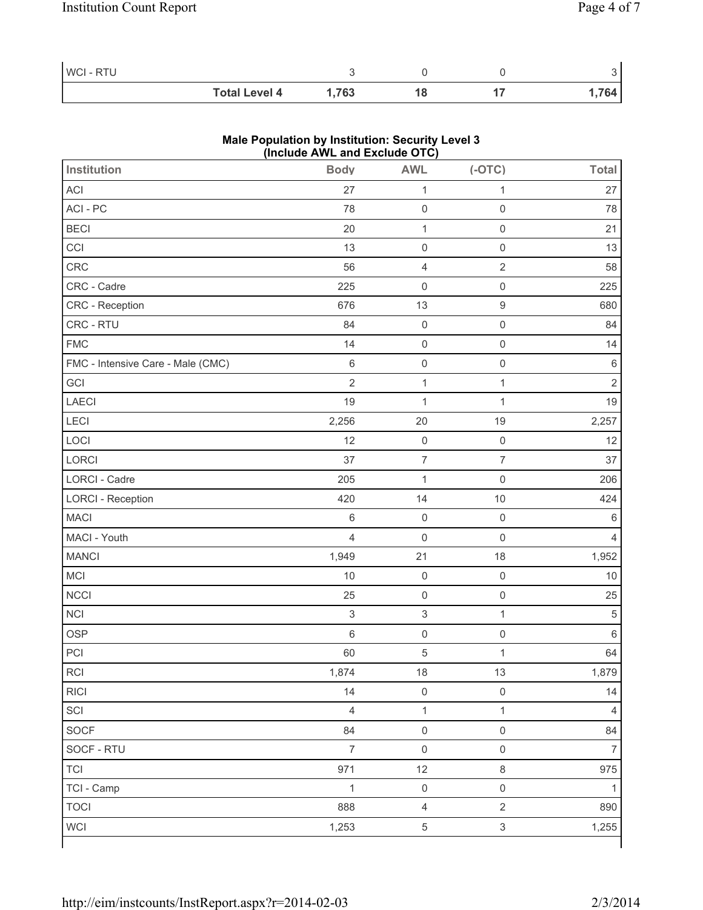| | Body | AWL | (-OTC) | Total |
|---|---|---|---|---|
| WCI - RTU | 3 | 0 | 0 | 3 |
| **Total Level 4** | **1,763** | **18** | **17** | **1,764** |

**Male Population by Institution: Security Level 3 (Include AWL and Exclude OTC)**

| Institution | Body | AWL | (-OTC) | Total |
|---|---|---|---|---|
| ACI | 27 | 1 | 1 | 27 |
| ACI - PC | 78 | 0 | 0 | 78 |
| BECI | 20 | 1 | 0 | 21 |
| CCI | 13 | 0 | 0 | 13 |
| CRC | 56 | 4 | 2 | 58 |
| CRC - Cadre | 225 | 0 | 0 | 225 |
| CRC - Reception | 676 | 13 | 9 | 680 |
| CRC - RTU | 84 | 0 | 0 | 84 |
| FMC | 14 | 0 | 0 | 14 |
| FMC - Intensive Care - Male (CMC) | 6 | 0 | 0 | 6 |
| GCI | 2 | 1 | 1 | 2 |
| LAECI | 19 | 1 | 1 | 19 |
| LECI | 2,256 | 20 | 19 | 2,257 |
| LOCI | 12 | 0 | 0 | 12 |
| LORCI | 37 | 7 | 7 | 37 |
| LORCI - Cadre | 205 | 1 | 0 | 206 |
| LORCI - Reception | 420 | 14 | 10 | 424 |
| MACI | 6 | 0 | 0 | 6 |
| MACI - Youth | 4 | 0 | 0 | 4 |
| MANCI | 1,949 | 21 | 18 | 1,952 |
| MCI | 10 | 0 | 0 | 10 |
| NCCI | 25 | 0 | 0 | 25 |
| NCI | 3 | 3 | 1 | 5 |
| OSP | 6 | 0 | 0 | 6 |
| PCI | 60 | 5 | 1 | 64 |
| RCI | 1,874 | 18 | 13 | 1,879 |
| RICI | 14 | 0 | 0 | 14 |
| SCI | 4 | 1 | 1 | 4 |
| SOCF | 84 | 0 | 0 | 84 |
| SOCF - RTU | 7 | 0 | 0 | 7 |
| TCI | 971 | 12 | 8 | 975 |
| TCI - Camp | 1 | 0 | 0 | 1 |
| TOCI | 888 | 4 | 2 | 890 |
| WCI | 1,253 | 5 | 3 | 1,255 |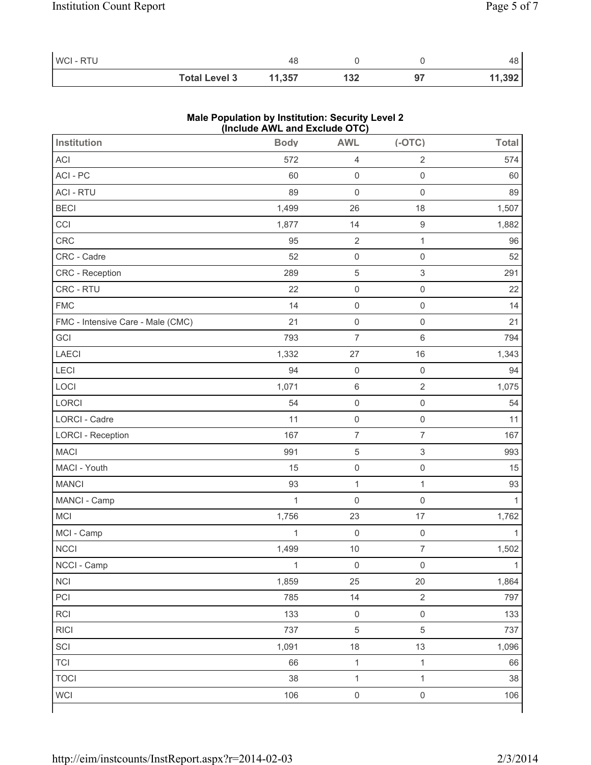| | Body | AWL | (-OTC) | Total |
|---|---|---|---|---|
| WCI - RTU | 48 | 0 | 0 | 48 |
| **Total Level 3** | **11,357** | **132** | **97** | **11,392** |

**Male Population by Institution: Security Level 2 (Include AWL and Exclude OTC)**

| Institution | Body | AWL | (-OTC) | Total |
|---|---|---|---|---|
| ACI | 572 | 4 | 2 | 574 |
| ACI - PC | 60 | 0 | 0 | 60 |
| ACI - RTU | 89 | 0 | 0 | 89 |
| BECI | 1,499 | 26 | 18 | 1,507 |
| CCI | 1,877 | 14 | 9 | 1,882 |
| CRC | 95 | 2 | 1 | 96 |
| CRC - Cadre | 52 | 0 | 0 | 52 |
| CRC - Reception | 289 | 5 | 3 | 291 |
| CRC - RTU | 22 | 0 | 0 | 22 |
| FMC | 14 | 0 | 0 | 14 |
| FMC - Intensive Care - Male (CMC) | 21 | 0 | 0 | 21 |
| GCI | 793 | 7 | 6 | 794 |
| LAECI | 1,332 | 27 | 16 | 1,343 |
| LECI | 94 | 0 | 0 | 94 |
| LOCI | 1,071 | 6 | 2 | 1,075 |
| LORCI | 54 | 0 | 0 | 54 |
| LORCI - Cadre | 11 | 0 | 0 | 11 |
| LORCI - Reception | 167 | 7 | 7 | 167 |
| MACI | 991 | 5 | 3 | 993 |
| MACI - Youth | 15 | 0 | 0 | 15 |
| MANCI | 93 | 1 | 1 | 93 |
| MANCI - Camp | 1 | 0 | 0 | 1 |
| MCI | 1,756 | 23 | 17 | 1,762 |
| MCI - Camp | 1 | 0 | 0 | 1 |
| NCCI | 1,499 | 10 | 7 | 1,502 |
| NCCI - Camp | 1 | 0 | 0 | 1 |
| NCI | 1,859 | 25 | 20 | 1,864 |
| PCI | 785 | 14 | 2 | 797 |
| RCI | 133 | 0 | 0 | 133 |
| RICI | 737 | 5 | 5 | 737 |
| SCI | 1,091 | 18 | 13 | 1,096 |
| TCI | 66 | 1 | 1 | 66 |
| TOCI | 38 | 1 | 1 | 38 |
| WCI | 106 | 0 | 0 | 106 |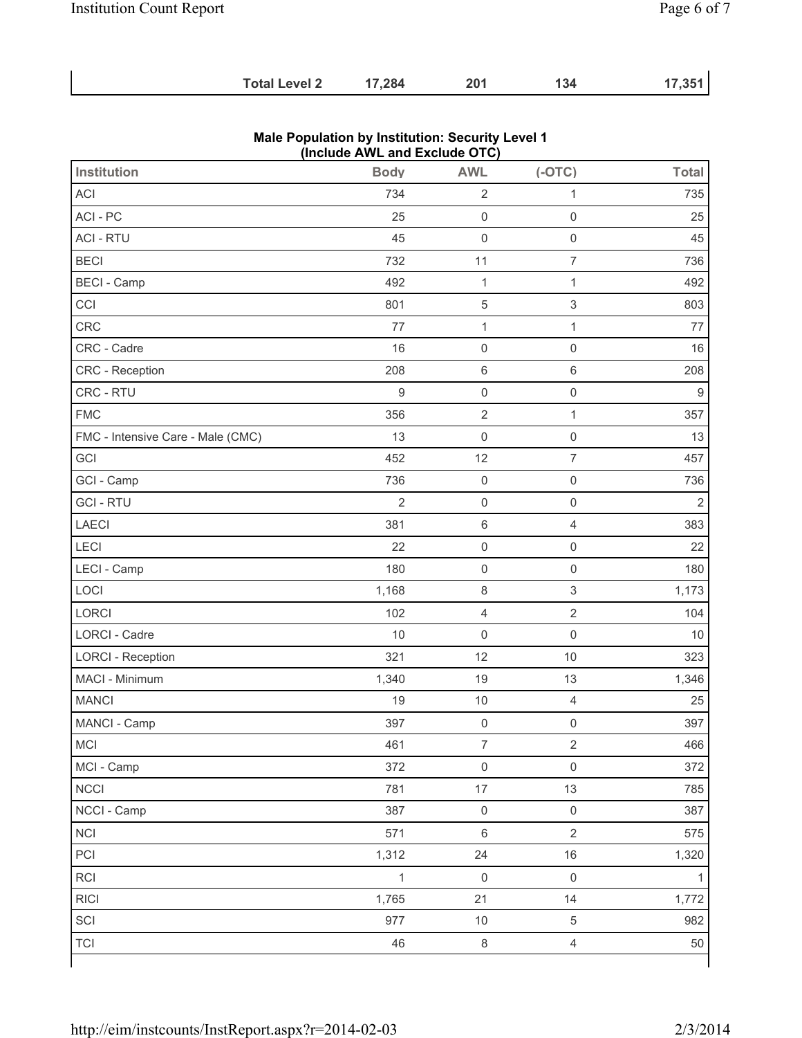| | Total Level 2 | 17,284 | 201 | 134 | 17,351 |
|---|---|---|---|---|---|

### Male Population by Institution: Security Level 1 (Include AWL and Exclude OTC)

| Institution | Body | AWL | (-OTC) | Total |
|---|---|---|---|---|
| ACI | 734 | 2 | 1 | 735 |
| ACI - PC | 25 | 0 | 0 | 25 |
| ACI - RTU | 45 | 0 | 0 | 45 |
| BECI | 732 | 11 | 7 | 736 |
| BECI - Camp | 492 | 1 | 1 | 492 |
| CCI | 801 | 5 | 3 | 803 |
| CRC | 77 | 1 | 1 | 77 |
| CRC - Cadre | 16 | 0 | 0 | 16 |
| CRC - Reception | 208 | 6 | 6 | 208 |
| CRC - RTU | 9 | 0 | 0 | 9 |
| FMC | 356 | 2 | 1 | 357 |
| FMC - Intensive Care - Male (CMC) | 13 | 0 | 0 | 13 |
| GCI | 452 | 12 | 7 | 457 |
| GCI - Camp | 736 | 0 | 0 | 736 |
| GCI - RTU | 2 | 0 | 0 | 2 |
| LAECI | 381 | 6 | 4 | 383 |
| LECI | 22 | 0 | 0 | 22 |
| LECI - Camp | 180 | 0 | 0 | 180 |
| LOCI | 1,168 | 8 | 3 | 1,173 |
| LORCI | 102 | 4 | 2 | 104 |
| LORCI - Cadre | 10 | 0 | 0 | 10 |
| LORCI - Reception | 321 | 12 | 10 | 323 |
| MACI - Minimum | 1,340 | 19 | 13 | 1,346 |
| MANCI | 19 | 10 | 4 | 25 |
| MANCI - Camp | 397 | 0 | 0 | 397 |
| MCI | 461 | 7 | 2 | 466 |
| MCI - Camp | 372 | 0 | 0 | 372 |
| NCCI | 781 | 17 | 13 | 785 |
| NCCI - Camp | 387 | 0 | 0 | 387 |
| NCI | 571 | 6 | 2 | 575 |
| PCI | 1,312 | 24 | 16 | 1,320 |
| RCI | 1 | 0 | 0 | 1 |
| RICI | 1,765 | 21 | 14 | 1,772 |
| SCI | 977 | 10 | 5 | 982 |
| TCI | 46 | 8 | 4 | 50 |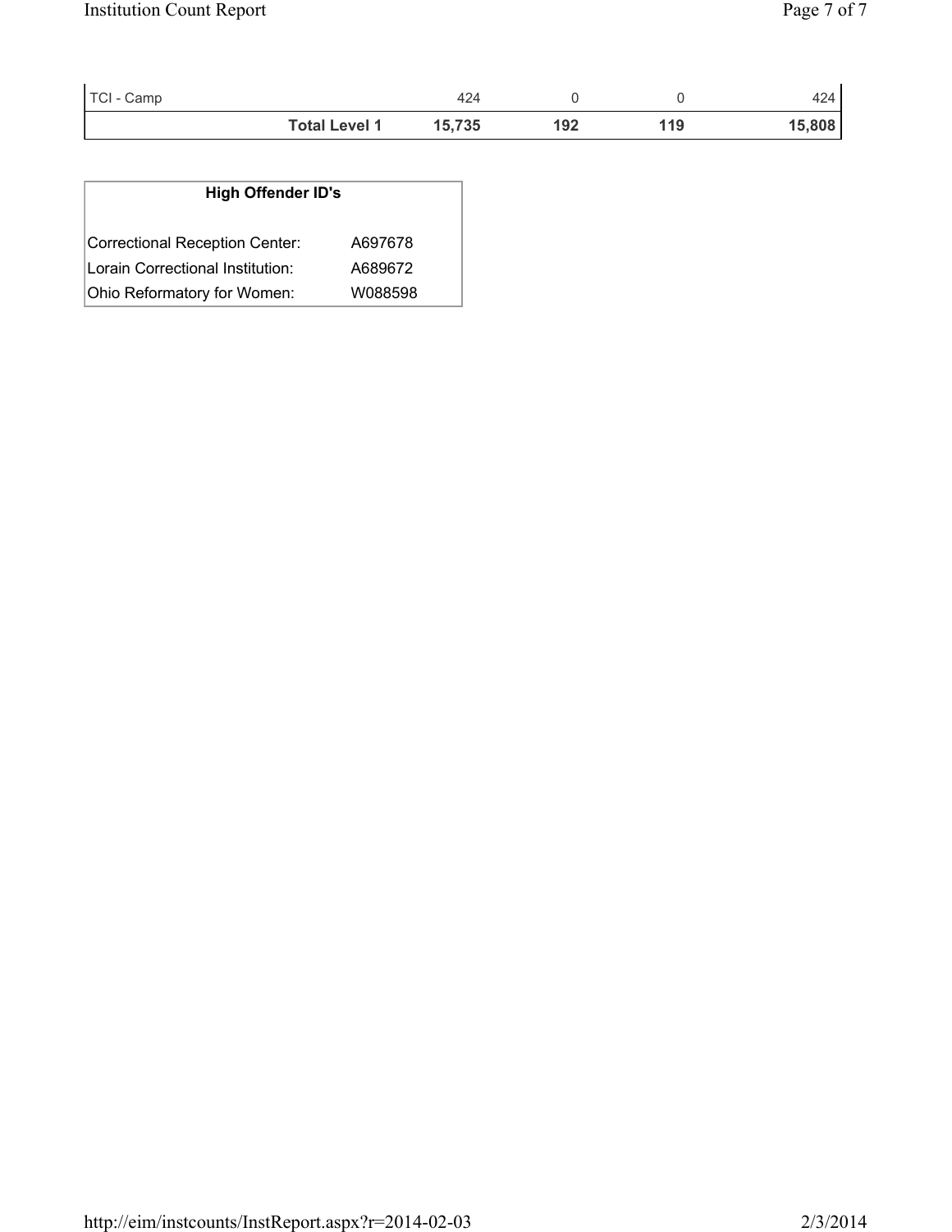| | | | | |
|---|---|---|---|---|
| TCI - Camp | 424 | 0 | 0 | 424 |
| **Total Level 1** | **15,735** | **192** | **119** | **15,808** |

| **High Offender ID's** | |
|---|---|
| Correctional Reception Center: | A697678 |
| Lorain Correctional Institution: | A689672 |
| Ohio Reformatory for Women: | W088598 |